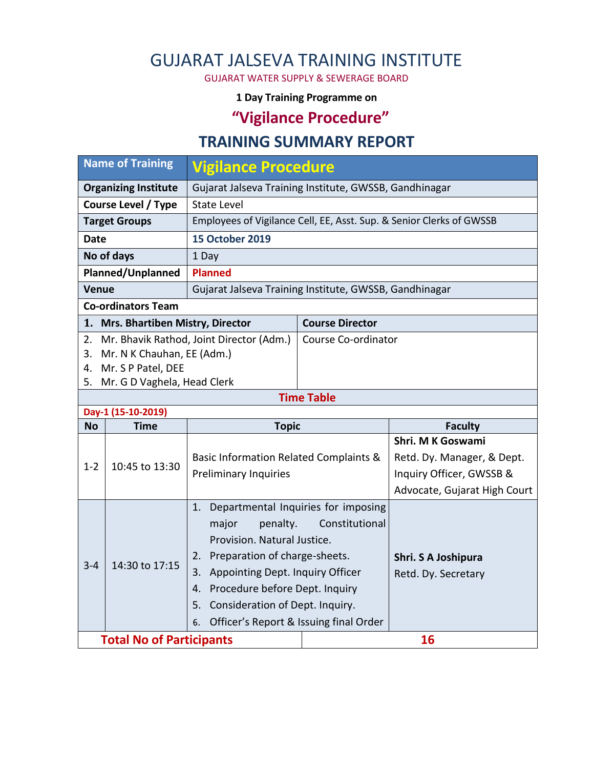# GUJARAT JALSEVA TRAINING INSTITUTE

GUJARAT WATER SUPPLY & SEWERAGE BOARD

**1 Day Training Programme on**

## "Vigilance Procedure"

## TRAINING SUMMARY REPORT

| **Name of Training** | **Vigilance Procedure** |
|---|---|
| **Organizing Institute** | Gujarat Jalseva Training Institute, GWSSB, Gandhinagar |
| **Course Level / Type** | State Level |
| **Target Groups** | Employees of Vigilance Cell, EE, Asst. Sup. & Senior Clerks of GWSSB |
| **Date** | **15 October 2019** |
| **No of days** | 1 Day |
| **Planned/Unplanned** | **Planned** |
| **Venue** | Gujarat Jalseva Training Institute, GWSSB, Gandhinagar |

**Co-ordinators Team**

| Name | Role |
|---|---|
| **1. Mrs. Bhartiben Mistry, Director** | **Course Director** |
| 2. Mr. Bhavik Rathod, Joint Director (Adm.)<br>3. Mr. N K Chauhan, EE (Adm.)<br>4. Mr. S P Patel, DEE<br>5. Mr. G D Vaghela, Head Clerk | Course Co-ordinator |

**Time Table**

**Day-1 (15-10-2019)**

| No | Time | Topic | Faculty |
|---|---|---|---|
| 1-2 | 10:45 to 13:30 | Basic Information Related Complaints & Preliminary Inquiries | **Shri. M K Goswami**<br>Retd. Dy. Manager, & Dept. Inquiry Officer, GWSSB & Advocate, Gujarat High Court |
| 3-4 | 14:30 to 17:15 | 1. Departmental Inquiries for imposing major penalty. Constitutional Provision. Natural Justice.<br>2. Preparation of charge-sheets.<br>3. Appointing Dept. Inquiry Officer<br>4. Procedure before Dept. Inquiry<br>5. Consideration of Dept. Inquiry.<br>6. Officer's Report & Issuing final Order | **Shri. S A Joshipura**<br>Retd. Dy. Secretary |

| **Total No of Participants** | **16** |
|---|---|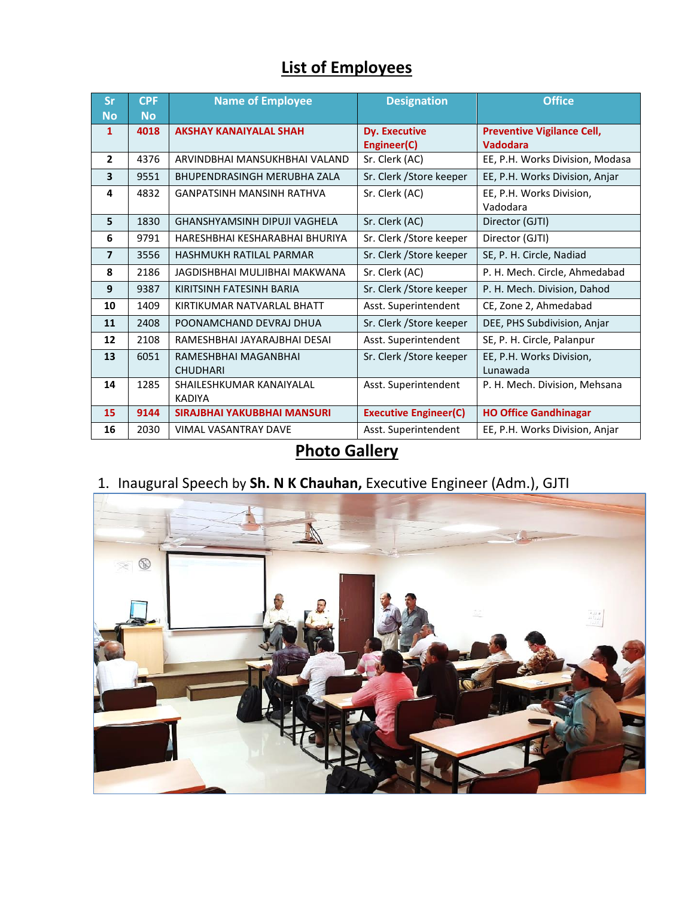## List of Employees

| Sr No | CPF No | Name of Employee | Designation | Office |
|---|---|---|---|---|
| **1** | **4018** | **AKSHAY KANAIYALAL SHAH** | **Dy. Executive Engineer(C)** | **Preventive Vigilance Cell, Vadodara** |
| **2** | 4376 | ARVINDBHAI MANSUKHBHAI VALAND | Sr. Clerk (AC) | EE, P.H. Works Division, Modasa |
| **3** | 9551 | BHUPENDRASINGH MERUBHA ZALA | Sr. Clerk /Store keeper | EE, P.H. Works Division, Anjar |
| **4** | 4832 | GANPATSINH MANSINH RATHVA | Sr. Clerk (AC) | EE, P.H. Works Division, Vadodara |
| **5** | 1830 | GHANSHYAMSINH DIPUJI VAGHELA | Sr. Clerk (AC) | Director (GJTI) |
| **6** | 9791 | HARESHBHAI KESHARABHAI BHURIYA | Sr. Clerk /Store keeper | Director (GJTI) |
| **7** | 3556 | HASHMUKH RATILAL PARMAR | Sr. Clerk /Store keeper | SE, P. H. Circle, Nadiad |
| **8** | 2186 | JAGDISHBHAI MULJIBHAI MAKWANA | Sr. Clerk (AC) | P. H. Mech. Circle, Ahmedabad |
| **9** | 9387 | KIRITSINH FATESINH BARIA | Sr. Clerk /Store keeper | P. H. Mech. Division, Dahod |
| **10** | 1409 | KIRTIKUMAR NATVARLAL BHATT | Asst. Superintendent | CE, Zone 2, Ahmedabad |
| **11** | 2408 | POONAMCHAND DEVRAJ DHUA | Sr. Clerk /Store keeper | DEE, PHS Subdivision, Anjar |
| **12** | 2108 | RAMESHBHAI JAYARAJBHAI DESAI | Asst. Superintendent | SE, P. H. Circle, Palanpur |
| **13** | 6051 | RAMESHBHAI MAGANBHAI CHUDHARI | Sr. Clerk /Store keeper | EE, P.H. Works Division, Lunawada |
| **14** | 1285 | SHAILESHKUMAR KANAIYALAL KADIYA | Asst. Superintendent | P. H. Mech. Division, Mehsana |
| **15** | **9144** | **SIRAJBHAI YAKUBBHAI MANSURI** | **Executive Engineer(C)** | **HO Office Gandhinagar** |
| **16** | 2030 | VIMAL VASANTRAY DAVE | Asst. Superintendent | EE, P.H. Works Division, Anjar |

## Photo Gallery

1. Inaugural Speech by **Sh. N K Chauhan,** Executive Engineer (Adm.), GJTI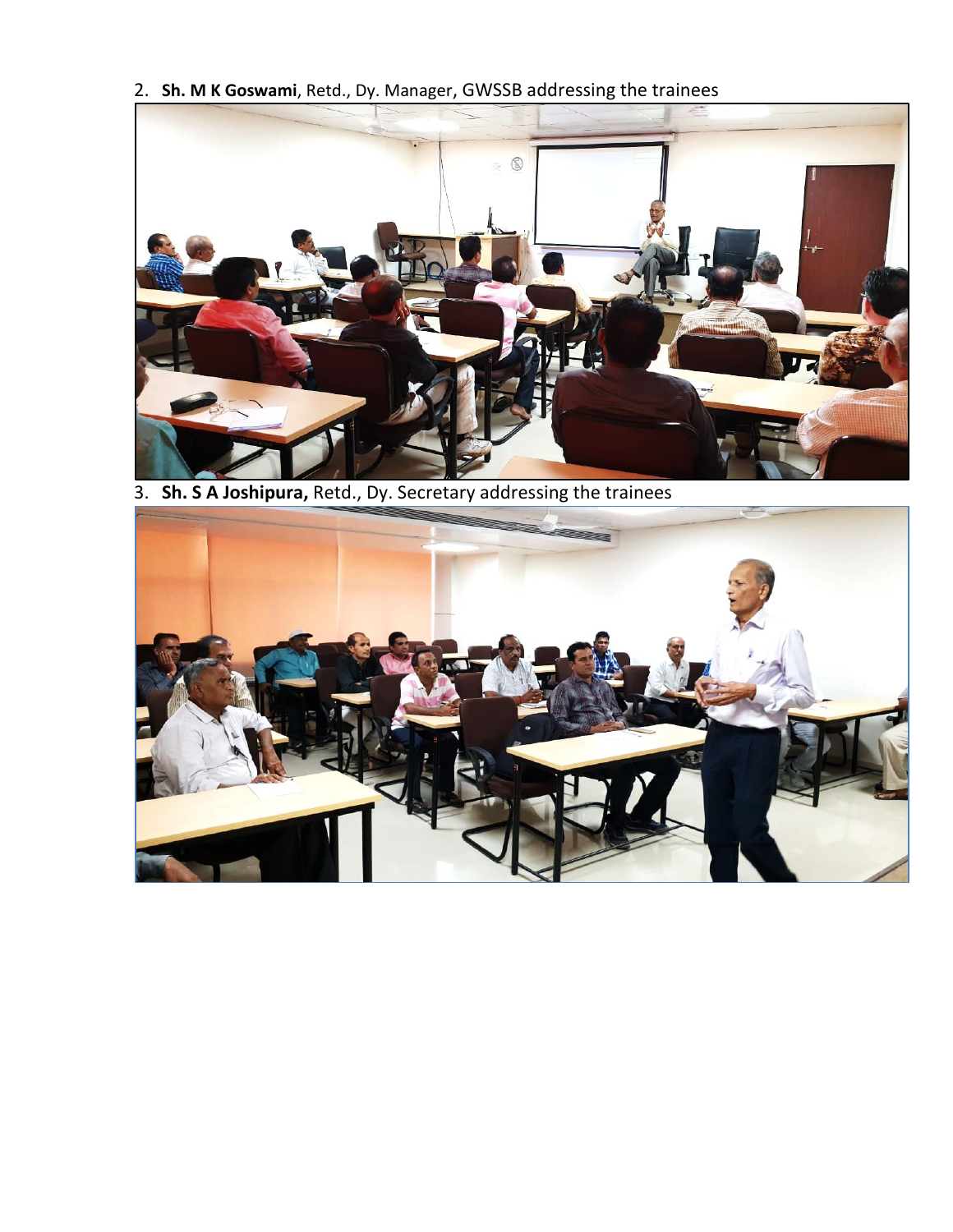2. **Sh. M K Goswami**, Retd., Dy. Manager, GWSSB addressing the trainees

3. **Sh. S A Joshipura,** Retd., Dy. Secretary addressing the trainees